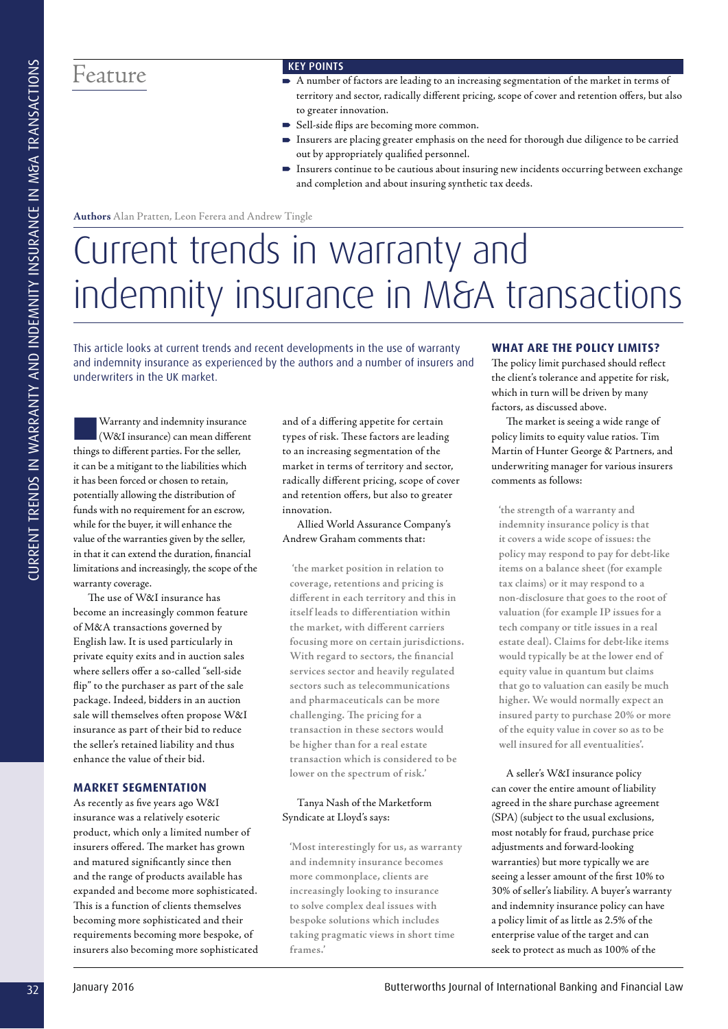Feature

**KEY POINTS**

- A number of factors are leading to an increasing segmentation of the market in terms of territory and sector, radically different pricing, scope of cover and retention offers, but also to greater innovation.
- Sell-side flips are becoming more common.
- Insurers are placing greater emphasis on the need for thorough due diligence to be carried out by appropriately qualified personnel.
- Insurers continue to be cautious about insuring new incidents occurring between exchange and completion and about insuring synthetic tax deeds.

**Authors** Alan Pratten, Leon Ferera and Andrew Tingle

# Current trends in warranty and indemnity insurance in M&A transactions

This article looks at current trends and recent developments in the use of warranty and indemnity insurance as experienced by the authors and a number of insurers and underwriters in the UK market.

Warranty and indemnity insurance (W&I insurance) can mean different things to different parties. For the seller, it can be a mitigant to the liabilities which it has been forced or chosen to retain, potentially allowing the distribution of funds with no requirement for an escrow, while for the buyer, it will enhance the value of the warranties given by the seller, in that it can extend the duration, financial limitations and increasingly, the scope of the warranty coverage.

The use of W&I insurance has become an increasingly common feature of M&A transactions governed by English law. It is used particularly in private equity exits and in auction sales where sellers offer a so-called "sell-side flip" to the purchaser as part of the sale package. Indeed, bidders in an auction sale will themselves often propose W&I insurance as part of their bid to reduce the seller's retained liability and thus enhance the value of their bid.

## MARKET SEGMENTATION

As recently as five years ago W&I insurance was a relatively esoteric product, which only a limited number of insurers offered. The market has grown and matured significantly since then and the range of products available has expanded and become more sophisticated. This is a function of clients themselves becoming more sophisticated and their requirements becoming more bespoke, of insurers also becoming more sophisticated and of a differing appetite for certain types of risk. These factors are leading to an increasing segmentation of the market in terms of territory and sector, radically different pricing, scope of cover and retention offers, but also to greater innovation.

Allied World Assurance Company's Andrew Graham comments that:

> 'the market position in relation to coverage, retentions and pricing is different in each territory and this in itself leads to differentiation within the market, with different carriers focusing more on certain jurisdictions. With regard to sectors, the financial services sector and heavily regulated sectors such as telecommunications and pharmaceuticals can be more challenging. The pricing for a transaction in these sectors would be higher than for a real estate transaction which is considered to be lower on the spectrum of risk.'

Tanya Nash of the Marketform Syndicate at Lloyd's says:

> 'Most interestingly for us, as warranty and indemnity insurance becomes more commonplace, clients are increasingly looking to insurance to solve complex deal issues with bespoke solutions which includes taking pragmatic views in short time frames.'

## WHAT ARE THE POLICY LIMITS?

The policy limit purchased should reflect the client's tolerance and appetite for risk, which in turn will be driven by many factors, as discussed above.

The market is seeing a wide range of policy limits to equity value ratios. Tim Martin of Hunter George & Partners, and underwriting manager for various insurers comments as follows:

> 'the strength of a warranty and indemnity insurance policy is that it covers a wide scope of issues: the policy may respond to pay for debt-like items on a balance sheet (for example tax claims) or it may respond to a non-disclosure that goes to the root of valuation (for example IP issues for a tech company or title issues in a real estate deal). Claims for debt-like items would typically be at the lower end of equity value in quantum but claims that go to valuation can easily be much higher. We would normally expect an insured party to purchase 20% or more of the equity value in cover so as to be well insured for all eventualities'.

A seller's W&I insurance policy can cover the entire amount of liability agreed in the share purchase agreement (SPA) (subject to the usual exclusions, most notably for fraud, purchase price adjustments and forward-looking warranties) but more typically we are seeing a lesser amount of the first 10% to 30% of seller's liability. A buyer's warranty and indemnity insurance policy can have a policy limit of as little as 2.5% of the enterprise value of the target and can seek to protect as much as 100% of the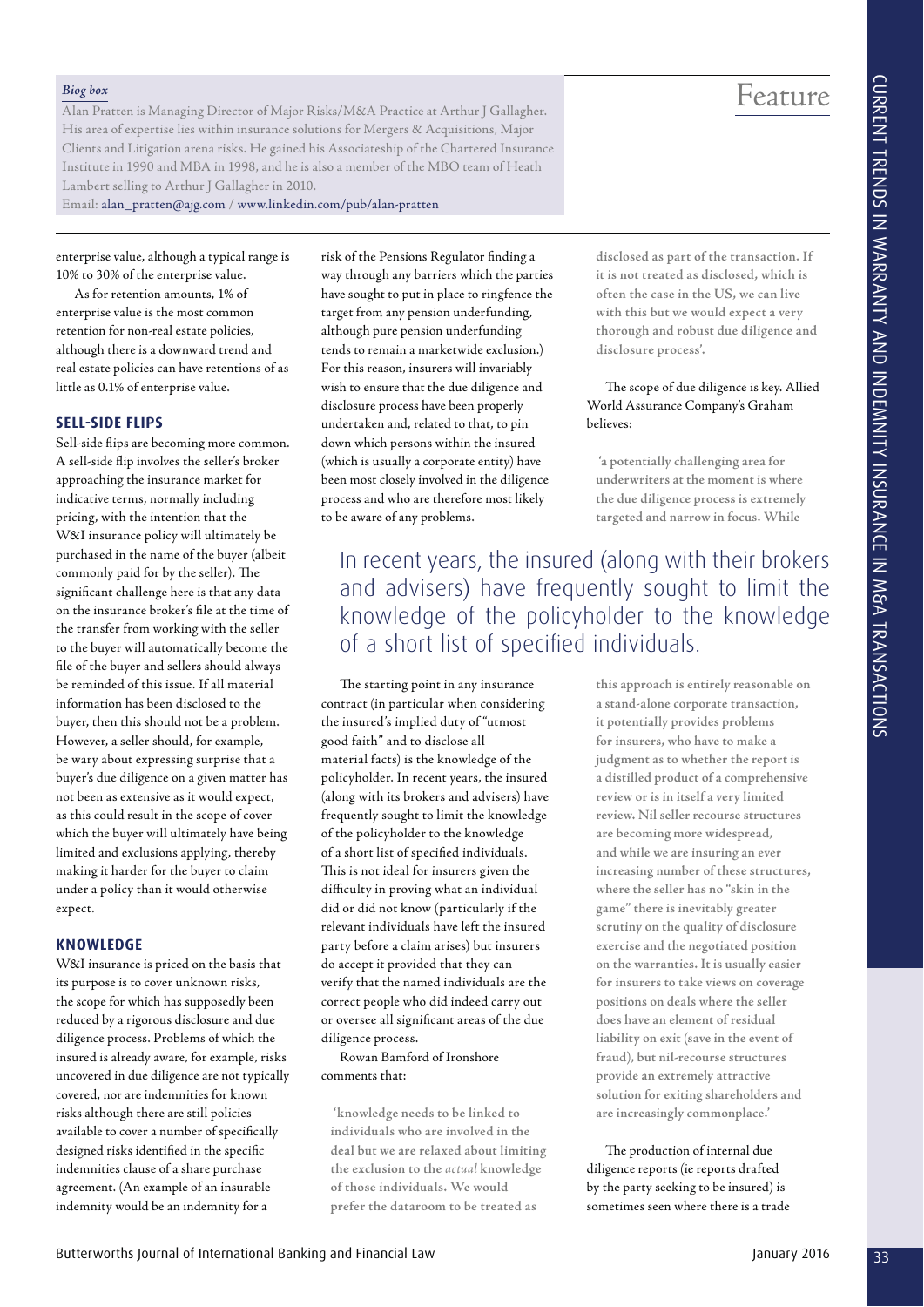*Biog box*

Alan Pratten is Managing Director of Major Risks/M&A Practice at Arthur J Gallagher. His area of expertise lies within insurance solutions for Mergers & Acquisitions, Major Clients and Litigation arena risks. He gained his Associateship of the Chartered Insurance Institute in 1990 and MBA in 1998, and he is also a member of the MBO team of Heath Lambert selling to Arthur J Gallagher in 2010.

Email: alan_pratten@ajg.com / www.linkedin.com/pub/alan-pratten

enterprise value, although a typical range is 10% to 30% of the enterprise value.

As for retention amounts, 1% of enterprise value is the most common retention for non-real estate policies, although there is a downward trend and real estate policies can have retentions of as little as 0.1% of enterprise value.

## SELL-SIDE FLIPS

Sell-side flips are becoming more common. A sell-side flip involves the seller's broker approaching the insurance market for indicative terms, normally including pricing, with the intention that the W&I insurance policy will ultimately be purchased in the name of the buyer (albeit commonly paid for by the seller). The significant challenge here is that any data on the insurance broker's file at the time of the transfer from working with the seller to the buyer will automatically become the file of the buyer and sellers should always be reminded of this issue. If all material information has been disclosed to the buyer, then this should not be a problem. However, a seller should, for example, be wary about expressing surprise that a buyer's due diligence on a given matter has not been as extensive as it would expect, as this could result in the scope of cover which the buyer will ultimately have being limited and exclusions applying, thereby making it harder for the buyer to claim under a policy than it would otherwise expect.

## KNOWLEDGE

W&I insurance is priced on the basis that its purpose is to cover unknown risks, the scope for which has supposedly been reduced by a rigorous disclosure and due diligence process. Problems of which the insured is already aware, for example, risks uncovered in due diligence are not typically covered, nor are indemnities for known risks although there are still policies available to cover a number of specifically designed risks identified in the specific indemnities clause of a share purchase agreement. (An example of an insurable indemnity would be an indemnity for a risk of the Pensions Regulator finding a way through any barriers which the parties have sought to put in place to ringfence the target from any pension underfunding, although pure pension underfunding tends to remain a marketwide exclusion.) For this reason, insurers will invariably wish to ensure that the due diligence and disclosure process have been properly undertaken and, related to that, to pin down which persons within the insured (which is usually a corporate entity) have been most closely involved in the diligence process and who are therefore most likely to be aware of any problems.

The starting point in any insurance contract (in particular when considering the insured's implied duty of "utmost good faith" and to disclose all material facts) is the knowledge of the policyholder. In recent years, the insured (along with its brokers and advisers) have frequently sought to limit the knowledge of the policyholder to the knowledge of a short list of specified individuals. This is not ideal for insurers given the difficulty in proving what an individual did or did not know (particularly if the relevant individuals have left the insured party before a claim arises) but insurers do accept it provided that they can verify that the named individuals are the correct people who did indeed carry out or oversee all significant areas of the due diligence process.

Rowan Bamford of Ironshore comments that:

> 'knowledge needs to be linked to individuals who are involved in the deal but we are relaxed about limiting the exclusion to the *actual* knowledge of those individuals. We would prefer the dataroom to be treated as disclosed as part of the transaction. If it is not treated as disclosed, which is often the case in the US, we can live with this but we would expect a very thorough and robust due diligence and disclosure process'.

The scope of due diligence is key. Allied World Assurance Company's Graham believes:

> 'a potentially challenging area for underwriters at the moment is where the due diligence process is extremely targeted and narrow in focus. While this approach is entirely reasonable on a stand-alone corporate transaction, it potentially provides problems for insurers, who have to make a judgment as to whether the report is a distilled product of a comprehensive review or is in itself a very limited review. Nil seller recourse structures are becoming more widespread, and while we are insuring an ever increasing number of these structures, where the seller has no "skin in the game" there is inevitably greater scrutiny on the quality of disclosure exercise and the negotiated position on the warranties. It is usually easier for insurers to take views on coverage positions on deals where the seller does have an element of residual liability on exit (save in the event of fraud), but nil-recourse structures provide an extremely attractive solution for exiting shareholders and are increasingly commonplace.'

The production of internal due diligence reports (ie reports drafted by the party seeking to be insured) is sometimes seen where there is a trade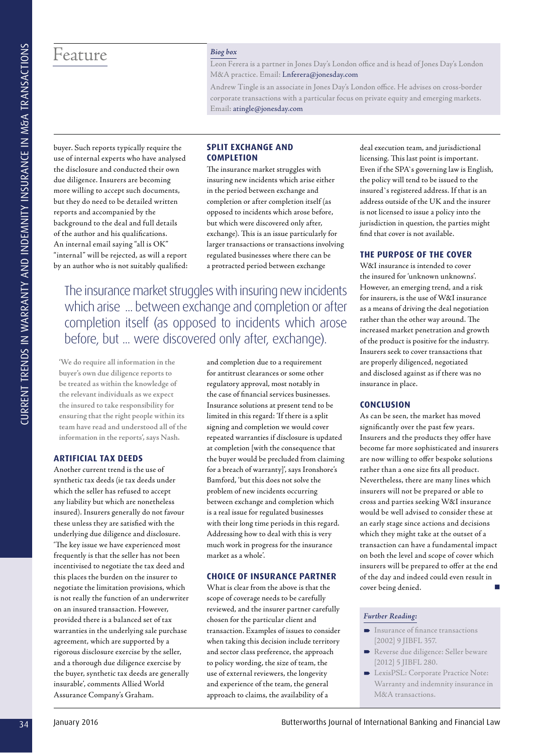Feature

*Biog box*

Leon Ferera is a partner in Jones Day's London office and is head of Jones Day's London M&A practice. Email: Lnferera@jonesday.com

Andrew Tingle is an associate in Jones Day's London office. He advises on cross-border corporate transactions with a particular focus on private equity and emerging markets. Email: atingle@jonesday.com

buyer. Such reports typically require the use of internal experts who have analysed the disclosure and conducted their own due diligence. Insurers are becoming more willing to accept such documents, but they do need to be detailed written reports and accompanied by the background to the deal and full details of the author and his qualifications. An internal email saying "all is OK" "internal" will be rejected, as will a report by an author who is not suitably qualified: 'We do require all information in the buyer's own due diligence reports to be treated as within the knowledge of the relevant individuals as we expect the insured to take responsibility for ensuring that the right people within its team have read and understood all of the information in the reports', says Nash.

## ARTIFICIAL TAX DEEDS

Another current trend is the use of synthetic tax deeds (ie tax deeds under which the seller has refused to accept any liability but which are nonetheless insured). Insurers generally do not favour these unless they are satisfied with the underlying due diligence and disclosure. 'The key issue we have experienced most frequently is that the seller has not been incentivised to negotiate the tax deed and this places the burden on the insurer to negotiate the limitation provisions, which is not really the function of an underwriter on an insured transaction. However, provided there is a balanced set of tax warranties in the underlying sale purchase agreement, which are supported by a rigorous disclosure exercise by the seller, and a thorough due diligence exercise by the buyer, synthetic tax deeds are generally insurable', comments Allied World Assurance Company's Graham.

## SPLIT EXCHANGE AND COMPLETION

The insurance market struggles with insuring new incidents which arise either in the period between exchange and completion or after completion itself (as opposed to incidents which arose before, but which were discovered only after, exchange). This is an issue particularly for larger transactions or transactions involving regulated businesses where there can be a protracted period between exchange and completion due to a requirement for antitrust clearances or some other regulatory approval, most notably in the case of financial services businesses. Insurance solutions at present tend to be limited in this regard: 'If there is a split signing and completion we would cover repeated warranties if disclosure is updated at completion [with the consequence that the buyer would be precluded from claiming for a breach of warranty]', says Ironshore's Bamford, 'but this does not solve the problem of new incidents occurring between exchange and completion which is a real issue for regulated businesses with their long time periods in this regard. Addressing how to deal with this is very much work in progress for the insurance market as a whole'.

> The insurance market struggles with insuring new incidents which arise ... between exchange and completion or after completion itself (as opposed to incidents which arose before, but ... were discovered only after, exchange).

## CHOICE OF INSURANCE PARTNER

What is clear from the above is that the scope of coverage needs to be carefully reviewed, and the insurer partner carefully chosen for the particular client and transaction. Examples of issues to consider when taking this decision include territory and sector class preference, the approach to policy wording, the size of team, the use of external reviewers, the longevity and experience of the team, the general approach to claims, the availability of a deal execution team, and jurisdictional licensing. This last point is important. Even if the SPA's governing law is English, the policy will tend to be issued to the insured's registered address. If that is an address outside of the UK and the insurer is not licensed to issue a policy into the jurisdiction in question, the parties might find that cover is not available.

## THE PURPOSE OF THE COVER

W&I insurance is intended to cover the insured for 'unknown unknowns'. However, an emerging trend, and a risk for insurers, is the use of W&I insurance as a means of driving the deal negotiation rather than the other way around. The increased market penetration and growth of the product is positive for the industry. Insurers seek to cover transactions that are properly diligenced, negotiated and disclosed against as if there was no insurance in place.

## CONCLUSION

As can be seen, the market has moved significantly over the past few years. Insurers and the products they offer have become far more sophisticated and insurers are now willing to offer bespoke solutions rather than a one size fits all product. Nevertheless, there are many lines which insurers will not be prepared or able to cross and parties seeking W&I insurance would be well advised to consider these at an early stage since actions and decisions which they might take at the outset of a transaction can have a fundamental impact on both the level and scope of cover which insurers will be prepared to offer at the end of the day and indeed could even result in cover being denied. ■

*Further Reading:*

- Insurance of finance transactions [2002] 9 JIBFL 357.
- Reverse due diligence: Seller beware [2012] 5 JIBFL 280.
- LexisPSL: Corporate Practice Note: Warranty and indemnity insurance in M&A transactions.